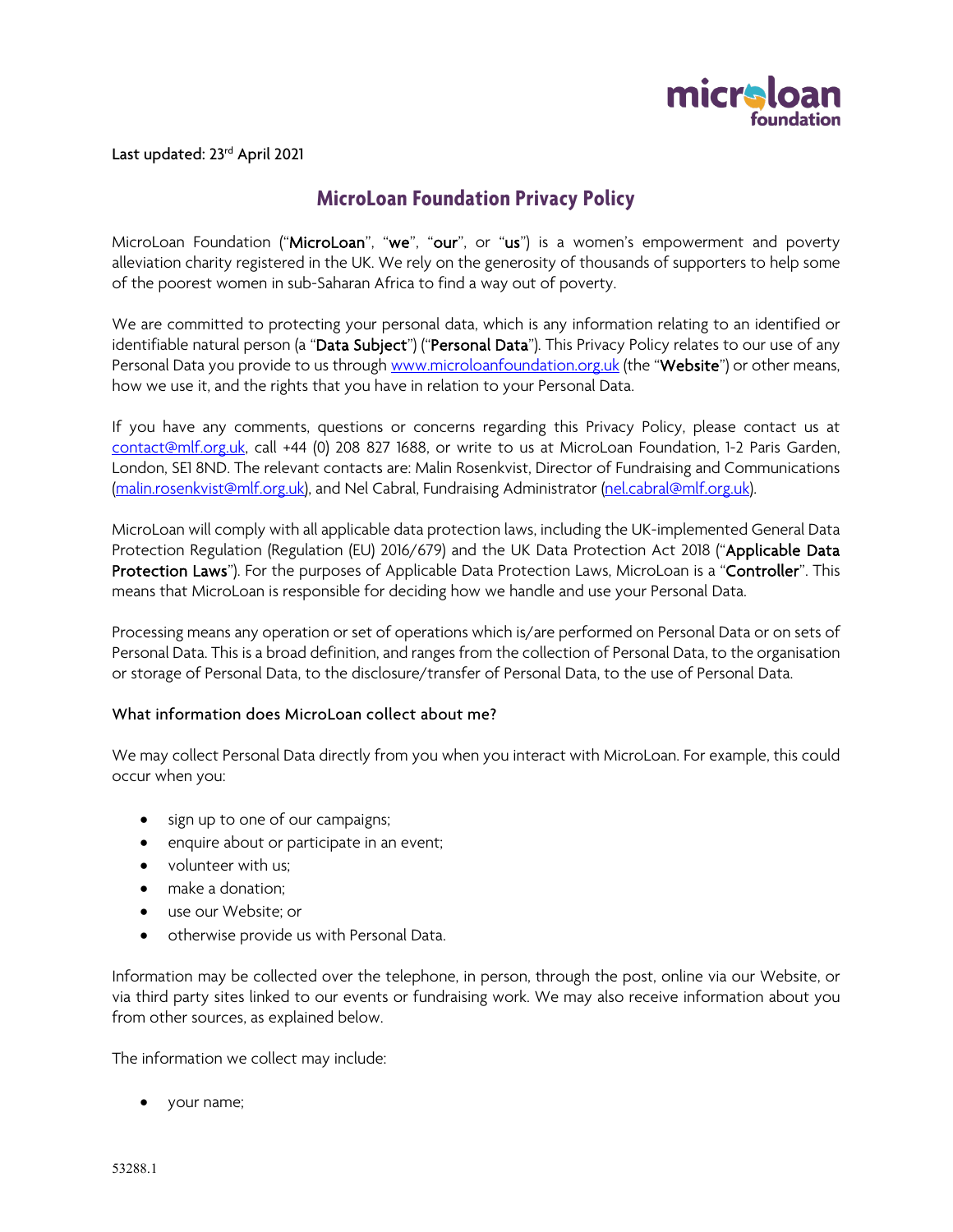Last updated: 23rd April 2021

# MicroLoan Foundation Privacy Policy

MicroLoan Foundation ("**MicroLoan**", "**we**", "**our**", or "**us**") is a women's empowerment and poverty alleviation charity registered in the UK. We rely on the generosity of thousands of supporters to help some of the poorest women in sub-Saharan Africa to find a way out of poverty.

We are committed to protecting your personal data, which is any information relating to an identified or identifiable natural person (a "**Data Subject**") ("**Personal Data**"). This Privacy Policy relates to our use of any Personal Data you provide to us through www.microloanfoundation.org.uk (the "**Website**") or other means, how we use it, and the rights that you have in relation to your Personal Data.

If you have any comments, questions or concerns regarding this Privacy Policy, please contact us at contact@mlf.org.uk, call +44 (0) 208 827 1688, or write to us at MicroLoan Foundation, 1-2 Paris Garden, London, SE1 8ND. The relevant contacts are: Malin Rosenkvist, Director of Fundraising and Communications (malin.rosenkvist@mlf.org.uk), and Nel Cabral, Fundraising Administrator (nel.cabral@mlf.org.uk).

MicroLoan will comply with all applicable data protection laws, including the UK-implemented General Data Protection Regulation (Regulation (EU) 2016/679) and the UK Data Protection Act 2018 ("**Applicable Data Protection Laws**"). For the purposes of Applicable Data Protection Laws, MicroLoan is a "**Controller**". This means that MicroLoan is responsible for deciding how we handle and use your Personal Data.

Processing means any operation or set of operations which is/are performed on Personal Data or on sets of Personal Data. This is a broad definition, and ranges from the collection of Personal Data, to the organisation or storage of Personal Data, to the disclosure/transfer of Personal Data, to the use of Personal Data.

## What information does MicroLoan collect about me?

We may collect Personal Data directly from you when you interact with MicroLoan. For example, this could occur when you:

- sign up to one of our campaigns;
- enquire about or participate in an event;
- volunteer with us;
- make a donation;
- use our Website; or
- otherwise provide us with Personal Data.

Information may be collected over the telephone, in person, through the post, online via our Website, or via third party sites linked to our events or fundraising work. We may also receive information about you from other sources, as explained below.

The information we collect may include:

- your name;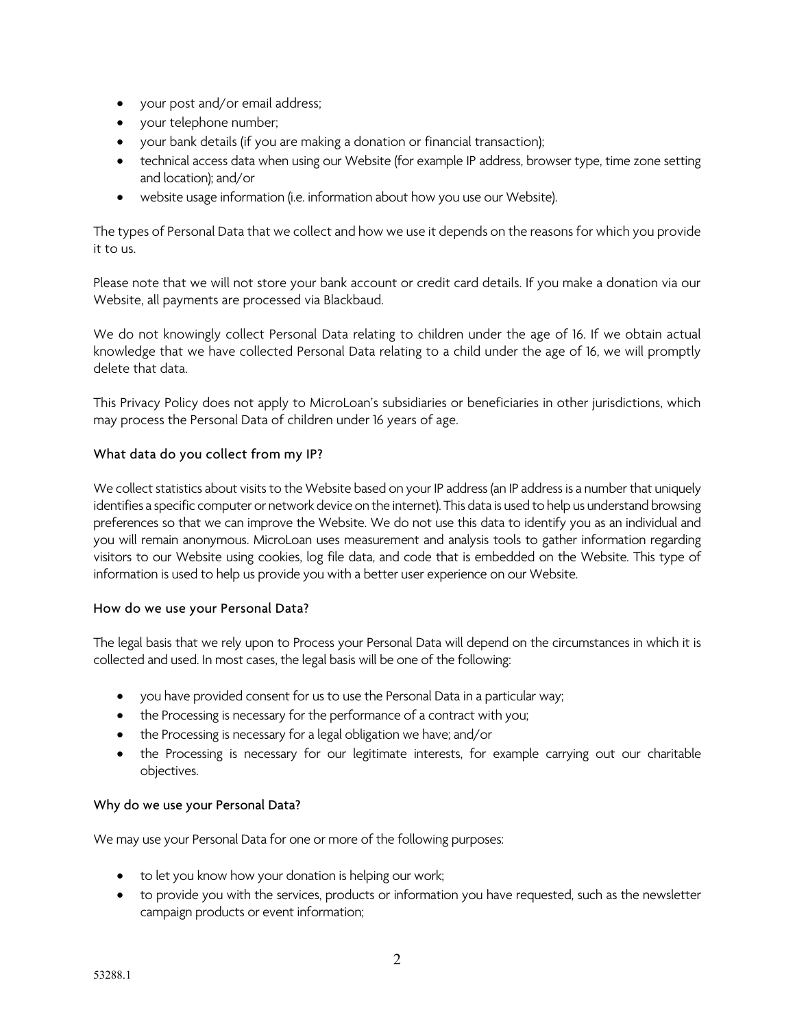- your post and/or email address;
- your telephone number;
- your bank details (if you are making a donation or financial transaction);
- technical access data when using our Website (for example IP address, browser type, time zone setting and location); and/or
- website usage information (i.e. information about how you use our Website).

The types of Personal Data that we collect and how we use it depends on the reasons for which you provide it to us.

Please note that we will not store your bank account or credit card details. If you make a donation via our Website, all payments are processed via Blackbaud.

We do not knowingly collect Personal Data relating to children under the age of 16. If we obtain actual knowledge that we have collected Personal Data relating to a child under the age of 16, we will promptly delete that data.

This Privacy Policy does not apply to MicroLoan's subsidiaries or beneficiaries in other jurisdictions, which may process the Personal Data of children under 16 years of age.

### What data do you collect from my IP?

We collect statistics about visits to the Website based on your IP address (an IP address is a number that uniquely identifies a specific computer or network device on the internet). This data is used to help us understand browsing preferences so that we can improve the Website. We do not use this data to identify you as an individual and you will remain anonymous. MicroLoan uses measurement and analysis tools to gather information regarding visitors to our Website using cookies, log file data, and code that is embedded on the Website. This type of information is used to help us provide you with a better user experience on our Website.

### How do we use your Personal Data?

The legal basis that we rely upon to Process your Personal Data will depend on the circumstances in which it is collected and used. In most cases, the legal basis will be one of the following:

- you have provided consent for us to use the Personal Data in a particular way;
- the Processing is necessary for the performance of a contract with you;
- the Processing is necessary for a legal obligation we have; and/or
- the Processing is necessary for our legitimate interests, for example carrying out our charitable objectives.

### Why do we use your Personal Data?

We may use your Personal Data for one or more of the following purposes:

- to let you know how your donation is helping our work;
- to provide you with the services, products or information you have requested, such as the newsletter campaign products or event information;

53288.1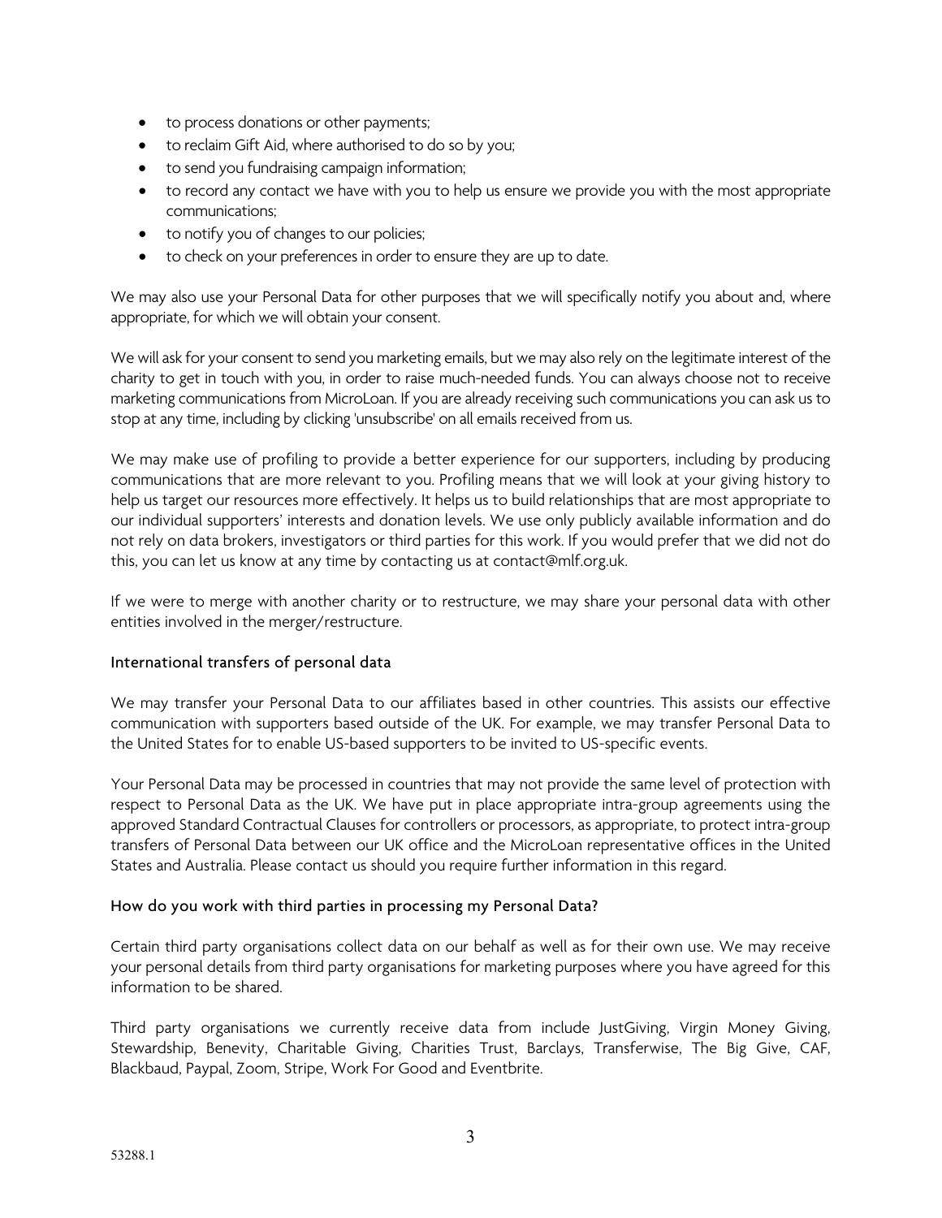- to process donations or other payments;
- to reclaim Gift Aid, where authorised to do so by you;
- to send you fundraising campaign information;
- to record any contact we have with you to help us ensure we provide you with the most appropriate communications;
- to notify you of changes to our policies;
- to check on your preferences in order to ensure they are up to date.

We may also use your Personal Data for other purposes that we will specifically notify you about and, where appropriate, for which we will obtain your consent.

We will ask for your consent to send you marketing emails, but we may also rely on the legitimate interest of the charity to get in touch with you, in order to raise much-needed funds. You can always choose not to receive marketing communications from MicroLoan. If you are already receiving such communications you can ask us to stop at any time, including by clicking 'unsubscribe' on all emails received from us.

We may make use of profiling to provide a better experience for our supporters, including by producing communications that are more relevant to you. Profiling means that we will look at your giving history to help us target our resources more effectively. It helps us to build relationships that are most appropriate to our individual supporters' interests and donation levels. We use only publicly available information and do not rely on data brokers, investigators or third parties for this work. If you would prefer that we did not do this, you can let us know at any time by contacting us at contact@mlf.org.uk.

If we were to merge with another charity or to restructure, we may share your personal data with other entities involved in the merger/restructure.

### International transfers of personal data

We may transfer your Personal Data to our affiliates based in other countries. This assists our effective communication with supporters based outside of the UK. For example, we may transfer Personal Data to the United States for to enable US-based supporters to be invited to US-specific events.

Your Personal Data may be processed in countries that may not provide the same level of protection with respect to Personal Data as the UK. We have put in place appropriate intra-group agreements using the approved Standard Contractual Clauses for controllers or processors, as appropriate, to protect intra-group transfers of Personal Data between our UK office and the MicroLoan representative offices in the United States and Australia. Please contact us should you require further information in this regard.

### How do you work with third parties in processing my Personal Data?

Certain third party organisations collect data on our behalf as well as for their own use. We may receive your personal details from third party organisations for marketing purposes where you have agreed for this information to be shared.

Third party organisations we currently receive data from include JustGiving, Virgin Money Giving, Stewardship, Benevity, Charitable Giving, Charities Trust, Barclays, Transferwise, The Big Give, CAF, Blackbaud, Paypal, Zoom, Stripe, Work For Good and Eventbrite.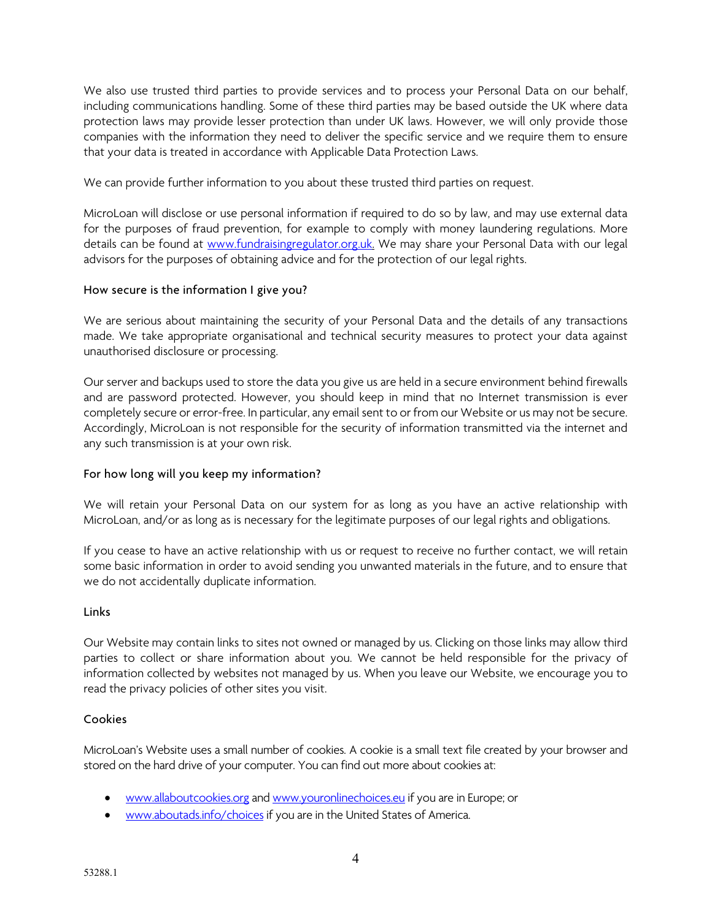We also use trusted third parties to provide services and to process your Personal Data on our behalf, including communications handling. Some of these third parties may be based outside the UK where data protection laws may provide lesser protection than under UK laws. However, we will only provide those companies with the information they need to deliver the specific service and we require them to ensure that your data is treated in accordance with Applicable Data Protection Laws.

We can provide further information to you about these trusted third parties on request.

MicroLoan will disclose or use personal information if required to do so by law, and may use external data for the purposes of fraud prevention, for example to comply with money laundering regulations. More details can be found at [www.fundraisingregulator.org.uk.](http://www.fundraisingregulator.org.uk) We may share your Personal Data with our legal advisors for the purposes of obtaining advice and for the protection of our legal rights.

## How secure is the information I give you?

We are serious about maintaining the security of your Personal Data and the details of any transactions made. We take appropriate organisational and technical security measures to protect your data against unauthorised disclosure or processing.

Our server and backups used to store the data you give us are held in a secure environment behind firewalls and are password protected. However, you should keep in mind that no Internet transmission is ever completely secure or error-free. In particular, any email sent to or from our Website or us may not be secure. Accordingly, MicroLoan is not responsible for the security of information transmitted via the internet and any such transmission is at your own risk.

## For how long will you keep my information?

We will retain your Personal Data on our system for as long as you have an active relationship with MicroLoan, and/or as long as is necessary for the legitimate purposes of our legal rights and obligations.

If you cease to have an active relationship with us or request to receive no further contact, we will retain some basic information in order to avoid sending you unwanted materials in the future, and to ensure that we do not accidentally duplicate information.

## Links

Our Website may contain links to sites not owned or managed by us. Clicking on those links may allow third parties to collect or share information about you. We cannot be held responsible for the privacy of information collected by websites not managed by us. When you leave our Website, we encourage you to read the privacy policies of other sites you visit.

## Cookies

MicroLoan's Website uses a small number of cookies. A cookie is a small text file created by your browser and stored on the hard drive of your computer. You can find out more about cookies at:

- [www.allaboutcookies.org](http://www.allaboutcookies.org) and [www.youronlinechoices.eu](http://www.youronlinechoices.eu) if you are in Europe; or
- [www.aboutads.info/choices](http://www.aboutads.info/choices) if you are in the United States of America.

53288.1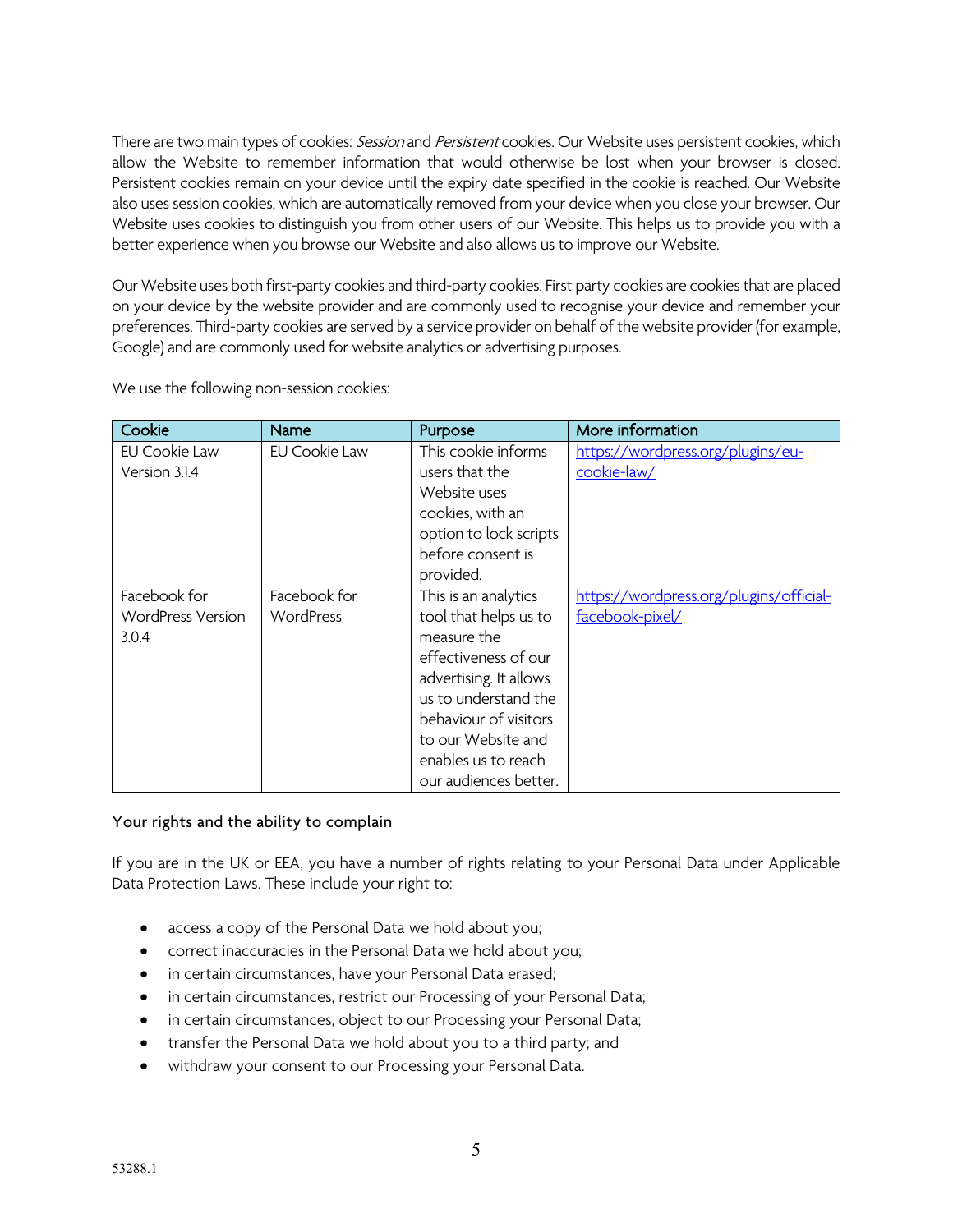There are two main types of cookies: *Session* and *Persistent* cookies. Our Website uses persistent cookies, which allow the Website to remember information that would otherwise be lost when your browser is closed. Persistent cookies remain on your device until the expiry date specified in the cookie is reached. Our Website also uses session cookies, which are automatically removed from your device when you close your browser. Our Website uses cookies to distinguish you from other users of our Website. This helps us to provide you with a better experience when you browse our Website and also allows us to improve our Website.

Our Website uses both first-party cookies and third-party cookies. First party cookies are cookies that are placed on your device by the website provider and are commonly used to recognise your device and remember your preferences. Third-party cookies are served by a service provider on behalf of the website provider (for example, Google) and are commonly used for website analytics or advertising purposes.

We use the following non-session cookies:

| Cookie | Name | Purpose | More information |
|---|---|---|---|
| EU Cookie Law Version 3.1.4 | EU Cookie Law | This cookie informs users that the Website uses cookies, with an option to lock scripts before consent is provided. | [https://wordpress.org/plugins/eu-cookie-law/](https://wordpress.org/plugins/eu-cookie-law/) |
| Facebook for WordPress Version 3.0.4 | Facebook for WordPress | This is an analytics tool that helps us to measure the effectiveness of our advertising. It allows us to understand the behaviour of visitors to our Website and enables us to reach our audiences better. | [https://wordpress.org/plugins/official-facebook-pixel/](https://wordpress.org/plugins/official-facebook-pixel/) |

## Your rights and the ability to complain

If you are in the UK or EEA, you have a number of rights relating to your Personal Data under Applicable Data Protection Laws. These include your right to:

- access a copy of the Personal Data we hold about you;
- correct inaccuracies in the Personal Data we hold about you;
- in certain circumstances, have your Personal Data erased;
- in certain circumstances, restrict our Processing of your Personal Data;
- in certain circumstances, object to our Processing your Personal Data;
- transfer the Personal Data we hold about you to a third party; and
- withdraw your consent to our Processing your Personal Data.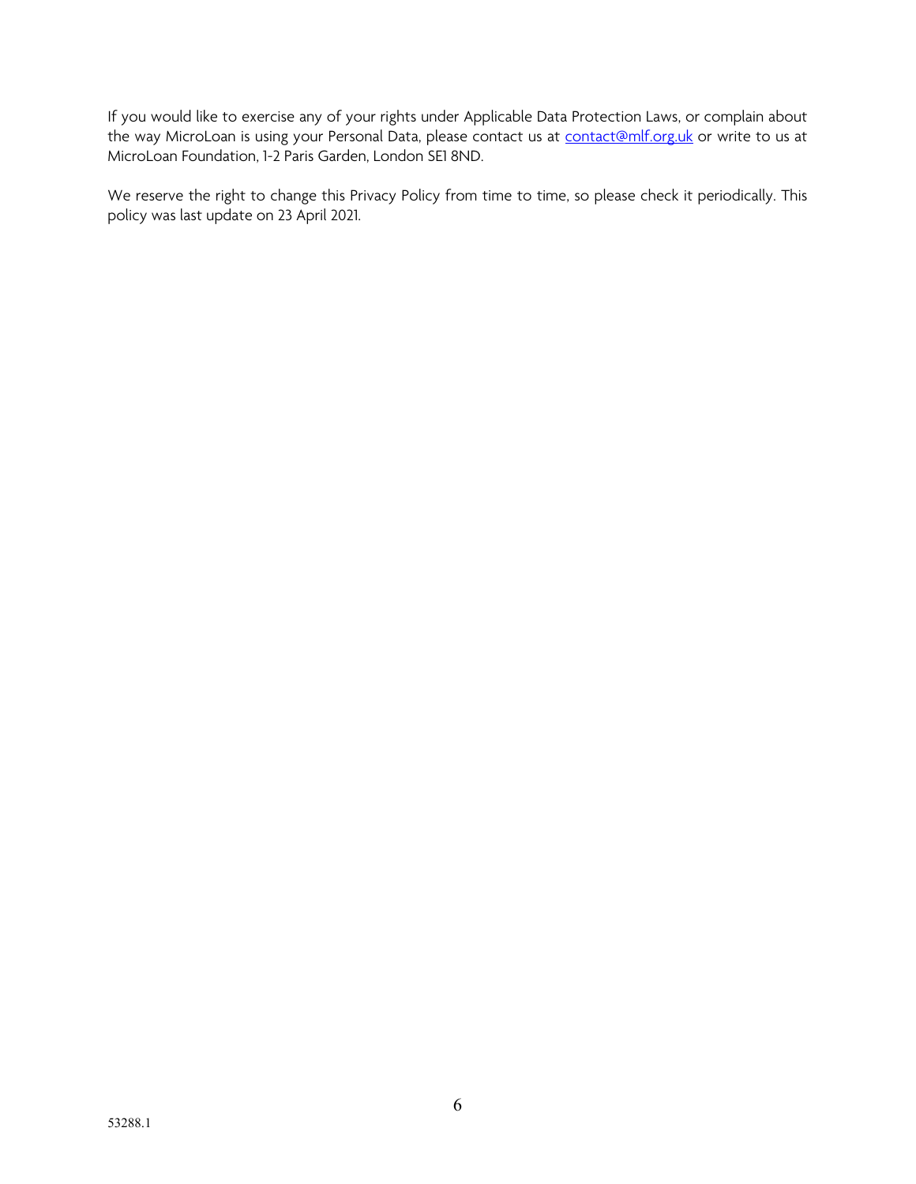If you would like to exercise any of your rights under Applicable Data Protection Laws, or complain about the way MicroLoan is using your Personal Data, please contact us at [contact@mlf.org.uk](mailto:contact@mlf.org.uk) or write to us at MicroLoan Foundation, 1-2 Paris Garden, London SE1 8ND.

We reserve the right to change this Privacy Policy from time to time, so please check it periodically. This policy was last update on 23 April 2021.